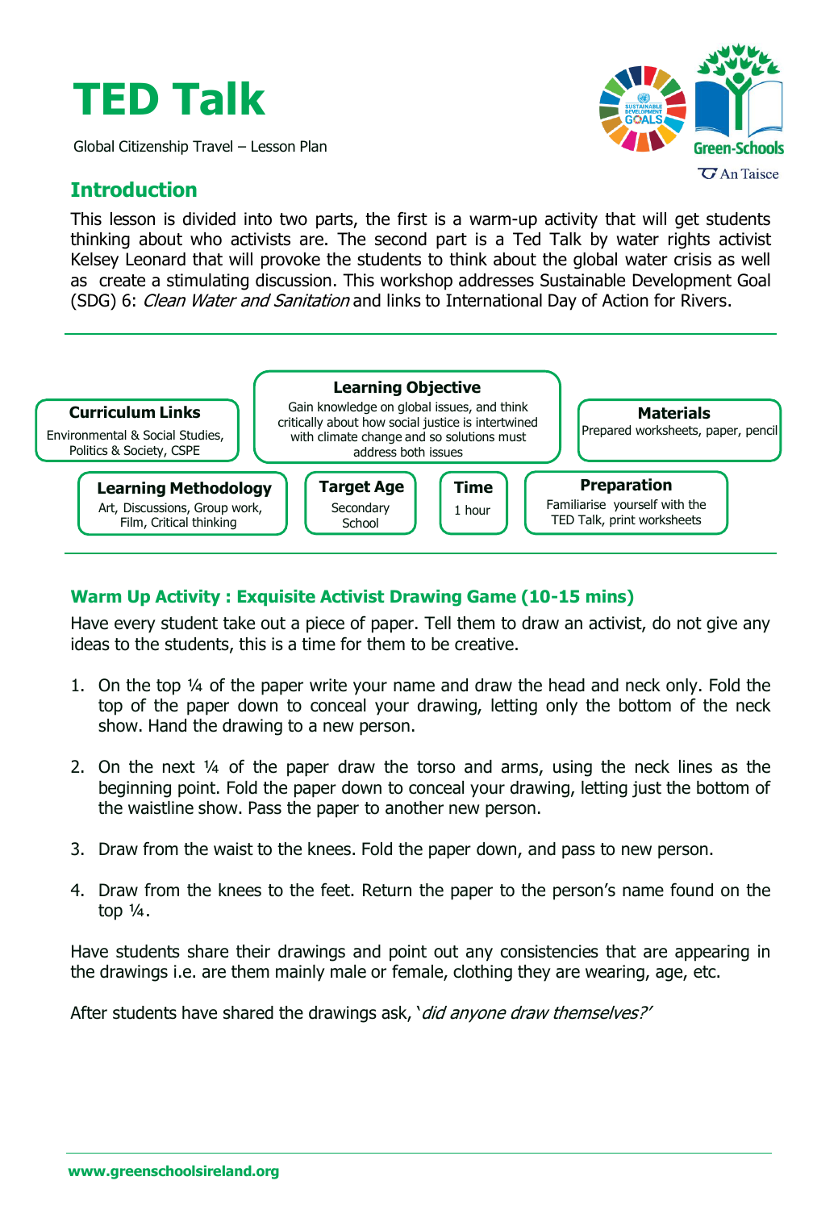# TED Talk

Global Citizenship Travel – Lesson Plan

## Introduction

This lesson is divided into two parts, the first is a warm-up activity that will get students thinking about who activists are. The second part is a Ted Talk by water rights activist Kelsey Leonard that will provoke the students to think about the global water crisis as well as create a stimulating discussion. This workshop addresses Sustainable Development Goal (SDG) 6: *Clean Water and Sanitation* and links to International Day of Action for Rivers.

**Curriculum Links**
Environmental & Social Studies, Politics & Society, CSPE

**Learning Objective**
Gain knowledge on global issues, and think critically about how social justice is intertwined with climate change and so solutions must address both issues

**Materials**
Prepared worksheets, paper, pencil

**Learning Methodology**
Art, Discussions, Group work, Film, Critical thinking

**Target Age**
Secondary School

**Time**
1 hour

**Preparation**
Familiarise yourself with the TED Talk, print worksheets

### Warm Up Activity : Exquisite Activist Drawing Game (10-15 mins)

Have every student take out a piece of paper. Tell them to draw an activist, do not give any ideas to the students, this is a time for them to be creative.

1. On the top ¼ of the paper write your name and draw the head and neck only. Fold the top of the paper down to conceal your drawing, letting only the bottom of the neck show. Hand the drawing to a new person.
2. On the next ¼ of the paper draw the torso and arms, using the neck lines as the beginning point. Fold the paper down to conceal your drawing, letting just the bottom of the waistline show. Pass the paper to another new person.
3. Draw from the waist to the knees. Fold the paper down, and pass to new person.
4. Draw from the knees to the feet. Return the paper to the person's name found on the top ¼.

Have students share their drawings and point out any consistencies that are appearing in the drawings i.e. are them mainly male or female, clothing they are wearing, age, etc.

After students have shared the drawings ask, '*did anyone draw themselves?*'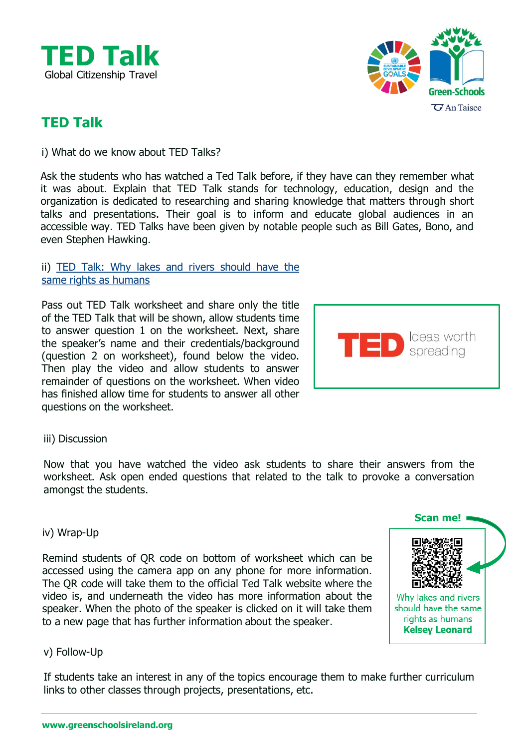# TED Talk

Global Citizenship Travel

## TED Talk

i) What do we know about TED Talks?

Ask the students who has watched a Ted Talk before, if they have can they remember what it was about. Explain that TED Talk stands for technology, education, design and the organization is dedicated to researching and sharing knowledge that matters through short talks and presentations. Their goal is to inform and educate global audiences in an accessible way. TED Talks have been given by notable people such as Bill Gates, Bono, and even Stephen Hawking.

ii) TED Talk: Why lakes and rivers should have the same rights as humans

Pass out TED Talk worksheet and share only the title of the TED Talk that will be shown, allow students time to answer question 1 on the worksheet. Next, share the speaker's name and their credentials/background (question 2 on worksheet), found below the video. Then play the video and allow students to answer remainder of questions on the worksheet. When video has finished allow time for students to answer all other questions on the worksheet.

TED Ideas worth spreading

iii) Discussion

Now that you have watched the video ask students to share their answers from the worksheet. Ask open ended questions that related to the talk to provoke a conversation amongst the students.

iv) Wrap-Up

Remind students of QR code on bottom of worksheet which can be accessed using the camera app on any phone for more information. The QR code will take them to the official Ted Talk website where the video is, and underneath the video has more information about the speaker. When the photo of the speaker is clicked on it will take them to a new page that has further information about the speaker.

**Scan me!**

Why lakes and rivers should have the same rights as humans
**Kelsey Leonard**

v) Follow-Up

If students take an interest in any of the topics encourage them to make further curriculum links to other classes through projects, presentations, etc.

www.greenschoolsireland.org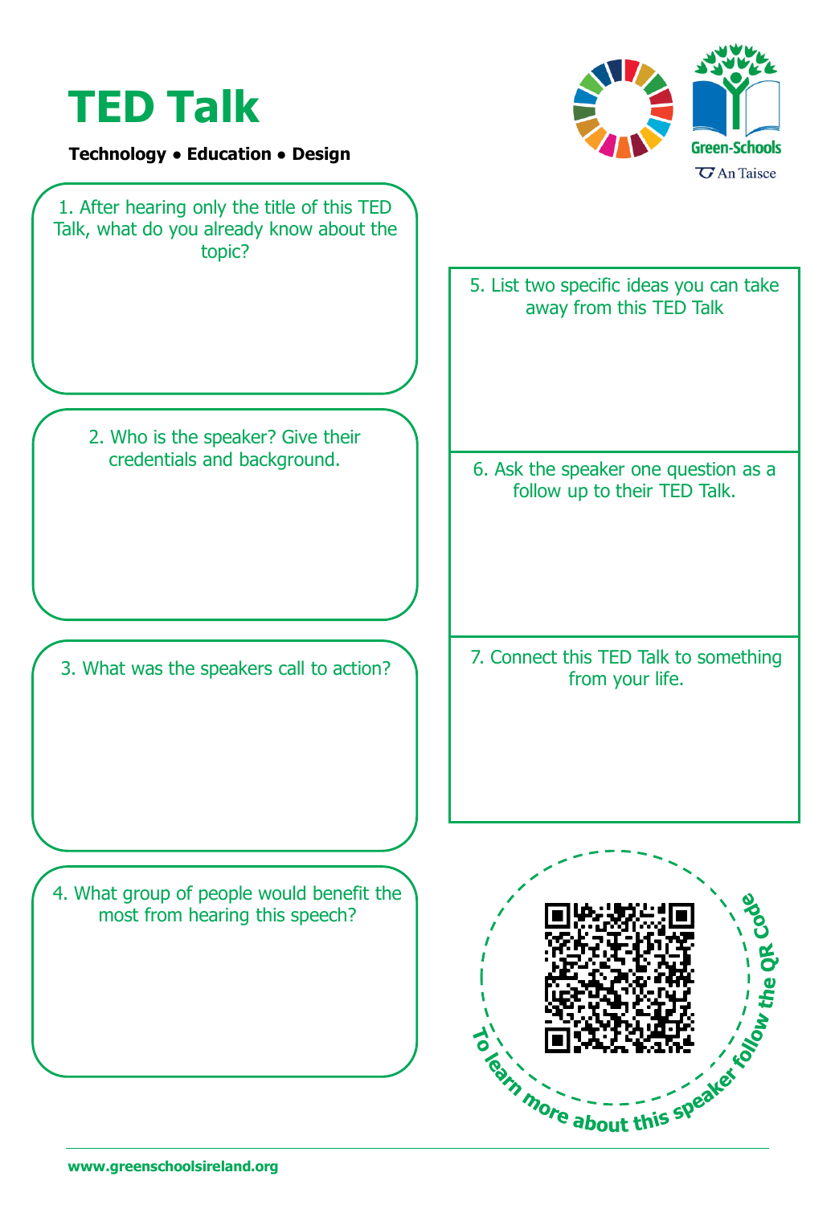# TED Talk

**Technology • Education • Design**

Green-Schools

An Taisce

1. After hearing only the title of this TED Talk, what do you already know about the topic?

2. Who is the speaker? Give their credentials and background.

3. What was the speakers call to action?

4. What group of people would benefit the most from hearing this speech?

5. List two specific ideas you can take away from this TED Talk

6. Ask the speaker one question as a follow up to their TED Talk.

7. Connect this TED Talk to something from your life.

To learn more about this speaker follow the QR Code

www.greenschoolsireland.org